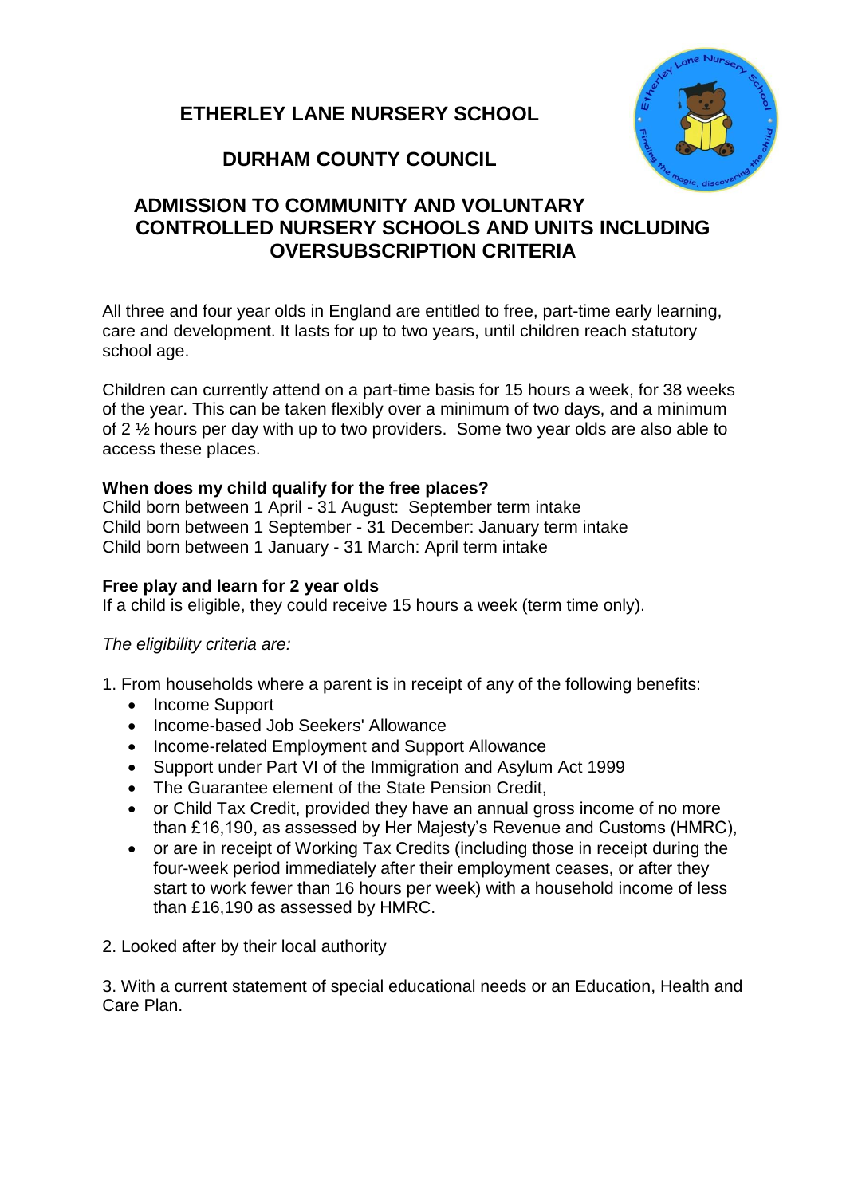# ETHERLEY LANE NURSERY SCHOOL

## DURHAM COUNTY COUNCIL

## ADMISSION TO COMMUNITY AND VOLUNTARY CONTROLLED NURSERY SCHOOLS AND UNITS INCLUDING OVERSUBSCRIPTION CRITERIA

All three and four year olds in England are entitled to free, part-time early learning, care and development. It lasts for up to two years, until children reach statutory school age.

Children can currently attend on a part-time basis for 15 hours a week, for 38 weeks of the year. This can be taken flexibly over a minimum of two days, and a minimum of 2 ½ hours per day with up to two providers. Some two year olds are also able to access these places.

**When does my child qualify for the free places?**
Child born between 1 April - 31 August: September term intake
Child born between 1 September - 31 December: January term intake
Child born between 1 January - 31 March: April term intake

**Free play and learn for 2 year olds**
If a child is eligible, they could receive 15 hours a week (term time only).

*The eligibility criteria are:*

1. From households where a parent is in receipt of any of the following benefits:
   - Income Support
   - Income-based Job Seekers' Allowance
   - Income-related Employment and Support Allowance
   - Support under Part VI of the Immigration and Asylum Act 1999
   - The Guarantee element of the State Pension Credit,
   - or Child Tax Credit, provided they have an annual gross income of no more than £16,190, as assessed by Her Majesty's Revenue and Customs (HMRC),
   - or are in receipt of Working Tax Credits (including those in receipt during the four-week period immediately after their employment ceases, or after they start to work fewer than 16 hours per week) with a household income of less than £16,190 as assessed by HMRC.

2. Looked after by their local authority

3. With a current statement of special educational needs or an Education, Health and Care Plan.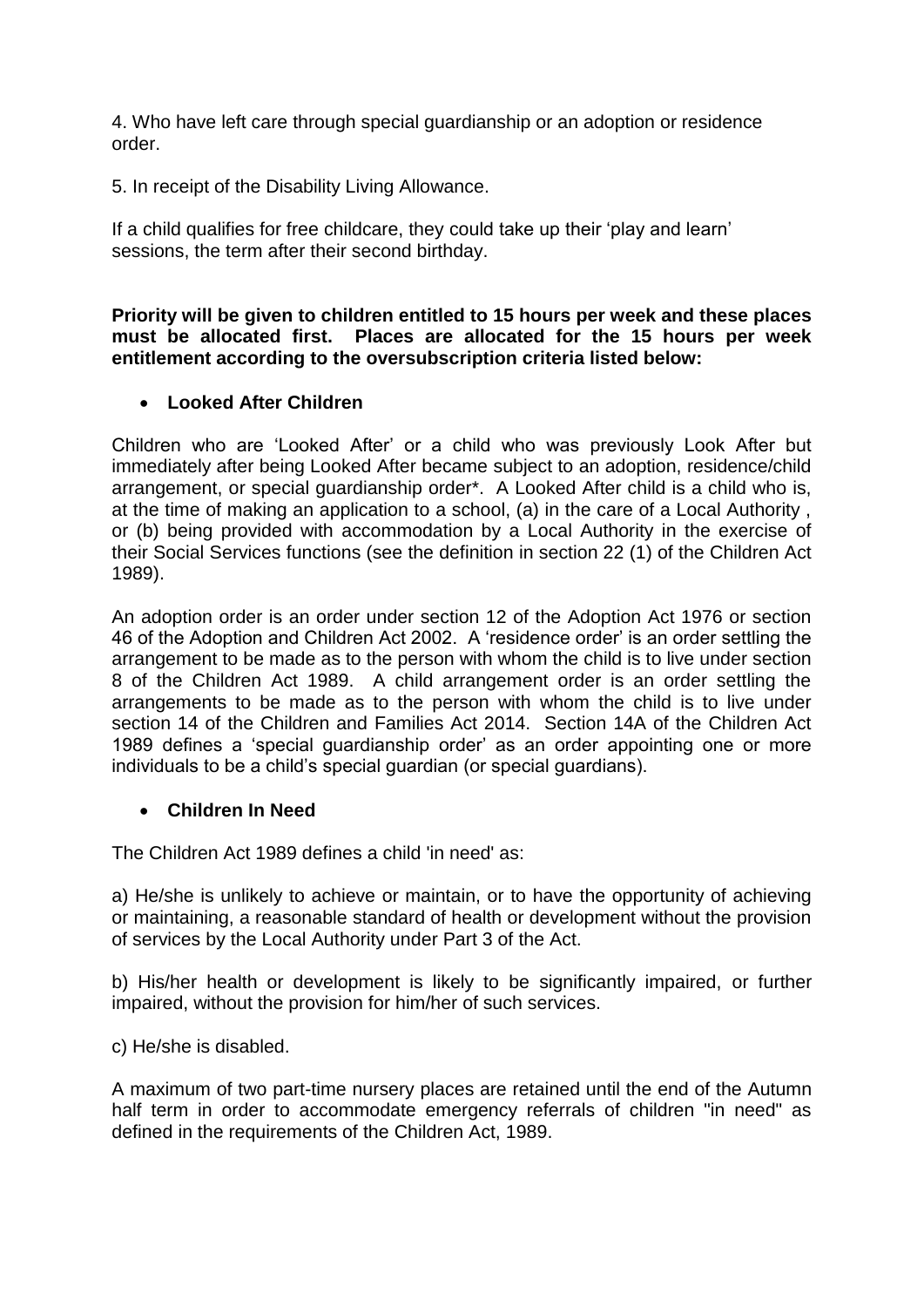4. Who have left care through special guardianship or an adoption or residence order.

5. In receipt of the Disability Living Allowance.

If a child qualifies for free childcare, they could take up their 'play and learn' sessions, the term after their second birthday.

**Priority will be given to children entitled to 15 hours per week and these places must be allocated first. Places are allocated for the 15 hours per week entitlement according to the oversubscription criteria listed below:**

- **Looked After Children**

Children who are 'Looked After' or a child who was previously Look After but immediately after being Looked After became subject to an adoption, residence/child arrangement, or special guardianship order*. A Looked After child is a child who is, at the time of making an application to a school, (a) in the care of a Local Authority , or (b) being provided with accommodation by a Local Authority in the exercise of their Social Services functions (see the definition in section 22 (1) of the Children Act 1989).

An adoption order is an order under section 12 of the Adoption Act 1976 or section 46 of the Adoption and Children Act 2002. A 'residence order' is an order settling the arrangement to be made as to the person with whom the child is to live under section 8 of the Children Act 1989. A child arrangement order is an order settling the arrangements to be made as to the person with whom the child is to live under section 14 of the Children and Families Act 2014. Section 14A of the Children Act 1989 defines a 'special guardianship order' as an order appointing one or more individuals to be a child's special guardian (or special guardians).

- **Children In Need**

The Children Act 1989 defines a child 'in need' as:

a) He/she is unlikely to achieve or maintain, or to have the opportunity of achieving or maintaining, a reasonable standard of health or development without the provision of services by the Local Authority under Part 3 of the Act.

b) His/her health or development is likely to be significantly impaired, or further impaired, without the provision for him/her of such services.

c) He/she is disabled.

A maximum of two part-time nursery places are retained until the end of the Autumn half term in order to accommodate emergency referrals of children "in need" as defined in the requirements of the Children Act, 1989.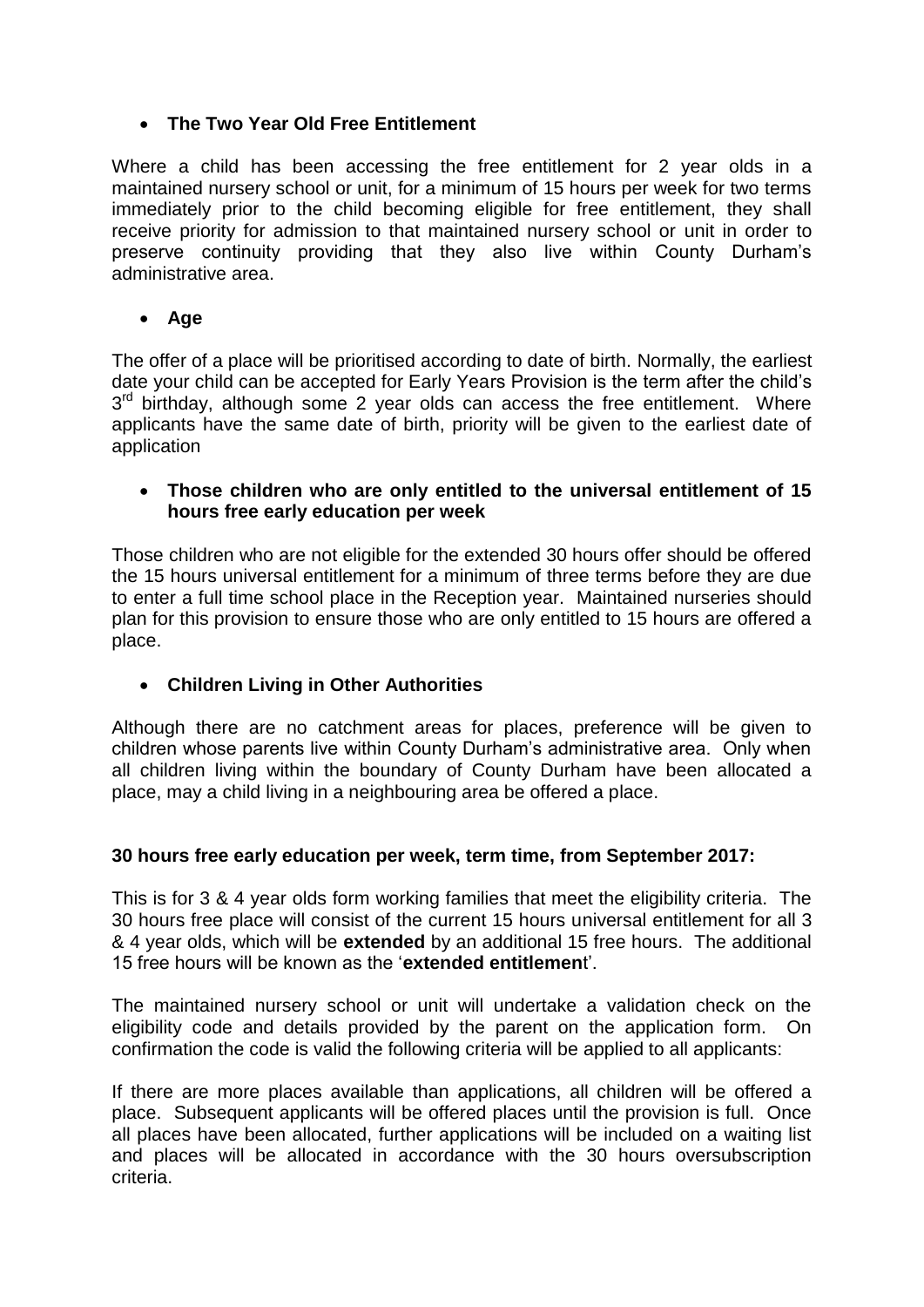- **The Two Year Old Free Entitlement**

Where a child has been accessing the free entitlement for 2 year olds in a maintained nursery school or unit, for a minimum of 15 hours per week for two terms immediately prior to the child becoming eligible for free entitlement, they shall receive priority for admission to that maintained nursery school or unit in order to preserve continuity providing that they also live within County Durham's administrative area.

- **Age**

The offer of a place will be prioritised according to date of birth. Normally, the earliest date your child can be accepted for Early Years Provision is the term after the child's 3rd birthday, although some 2 year olds can access the free entitlement. Where applicants have the same date of birth, priority will be given to the earliest date of application

- **Those children who are only entitled to the universal entitlement of 15 hours free early education per week**

Those children who are not eligible for the extended 30 hours offer should be offered the 15 hours universal entitlement for a minimum of three terms before they are due to enter a full time school place in the Reception year. Maintained nurseries should plan for this provision to ensure those who are only entitled to 15 hours are offered a place.

- **Children Living in Other Authorities**

Although there are no catchment areas for places, preference will be given to children whose parents live within County Durham's administrative area. Only when all children living within the boundary of County Durham have been allocated a place, may a child living in a neighbouring area be offered a place.

**30 hours free early education per week, term time, from September 2017:**

This is for 3 & 4 year olds form working families that meet the eligibility criteria. The 30 hours free place will consist of the current 15 hours universal entitlement for all 3 & 4 year olds, which will be **extended** by an additional 15 free hours. The additional 15 free hours will be known as the '**extended entitlement**'.

The maintained nursery school or unit will undertake a validation check on the eligibility code and details provided by the parent on the application form. On confirmation the code is valid the following criteria will be applied to all applicants:

If there are more places available than applications, all children will be offered a place. Subsequent applicants will be offered places until the provision is full. Once all places have been allocated, further applications will be included on a waiting list and places will be allocated in accordance with the 30 hours oversubscription criteria.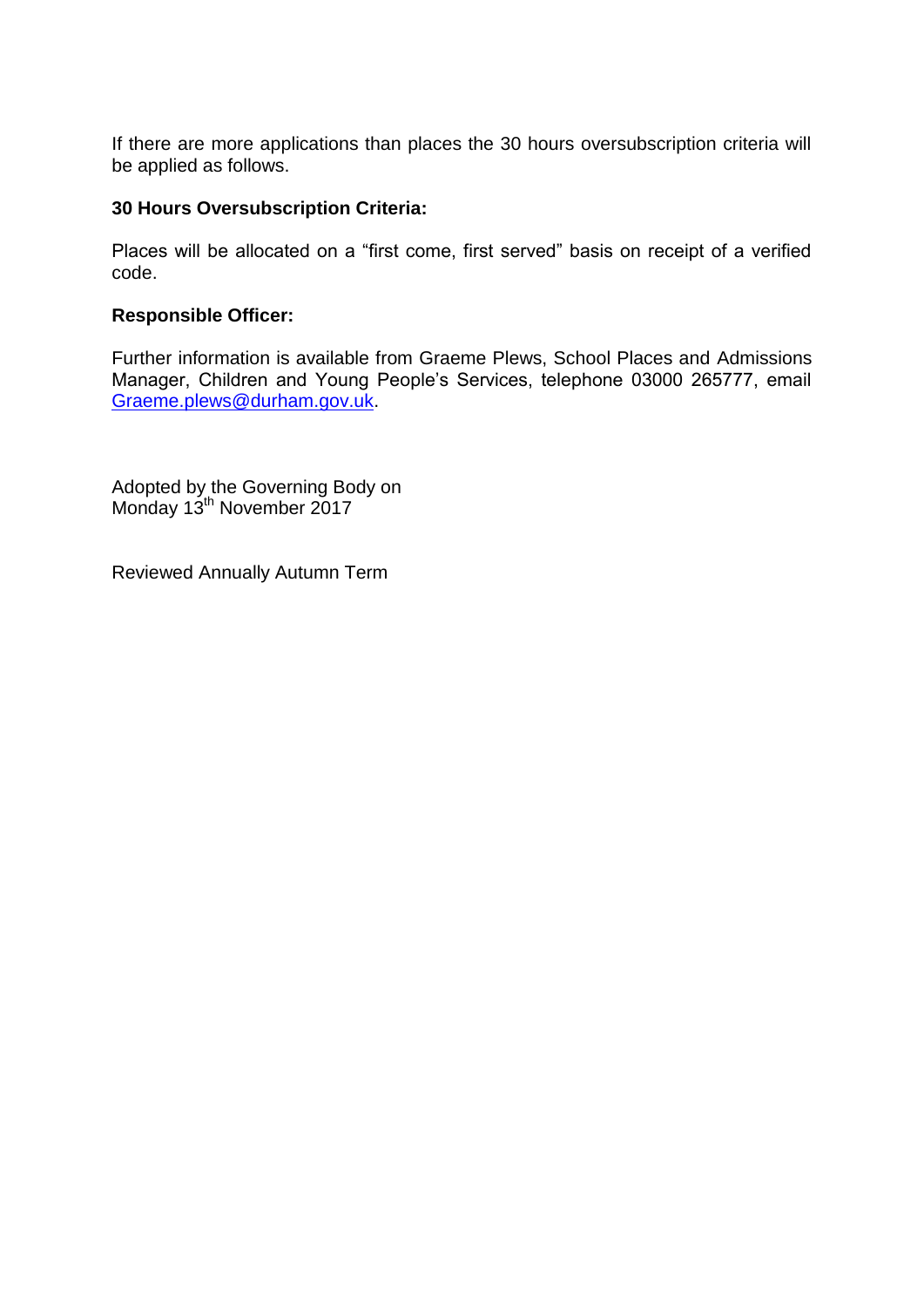If there are more applications than places the 30 hours oversubscription criteria will be applied as follows.

**30 Hours Oversubscription Criteria:**

Places will be allocated on a "first come, first served" basis on receipt of a verified code.

**Responsible Officer:**

Further information is available from Graeme Plews, School Places and Admissions Manager, Children and Young People's Services, telephone 03000 265777, email Graeme.plews@durham.gov.uk.

Adopted by the Governing Body on
Monday 13th November 2017

Reviewed Annually Autumn Term